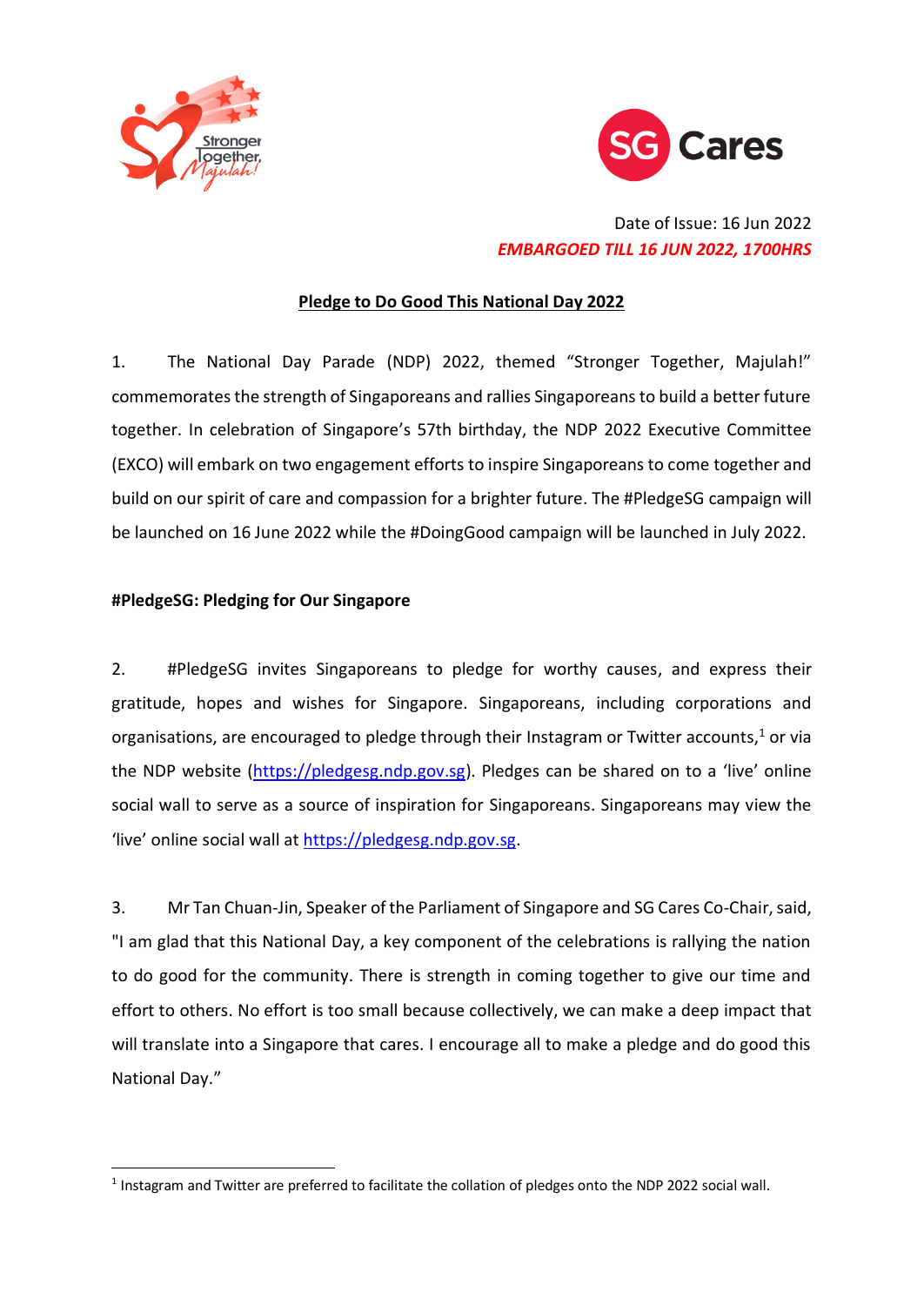Date of Issue: 16 Jun 2022

***EMBARGOED TILL 16 JUN 2022, 1700HRS***

# Pledge to Do Good This National Day 2022

1. The National Day Parade (NDP) 2022, themed "Stronger Together, Majulah!" commemorates the strength of Singaporeans and rallies Singaporeans to build a better future together. In celebration of Singapore's 57th birthday, the NDP 2022 Executive Committee (EXCO) will embark on two engagement efforts to inspire Singaporeans to come together and build on our spirit of care and compassion for a brighter future. The #PledgeSG campaign will be launched on 16 June 2022 while the #DoingGood campaign will be launched in July 2022.

**#PledgeSG: Pledging for Our Singapore**

2. #PledgeSG invites Singaporeans to pledge for worthy causes, and express their gratitude, hopes and wishes for Singapore. Singaporeans, including corporations and organisations, are encouraged to pledge through their Instagram or Twitter accounts,[1] or via the NDP website (https://pledgesg.ndp.gov.sg). Pledges can be shared on to a 'live' online social wall to serve as a source of inspiration for Singaporeans. Singaporeans may view the 'live' online social wall at https://pledgesg.ndp.gov.sg.

3. Mr Tan Chuan-Jin, Speaker of the Parliament of Singapore and SG Cares Co-Chair, said, "I am glad that this National Day, a key component of the celebrations is rallying the nation to do good for the community. There is strength in coming together to give our time and effort to others. No effort is too small because collectively, we can make a deep impact that will translate into a Singapore that cares. I encourage all to make a pledge and do good this National Day."

[1] Instagram and Twitter are preferred to facilitate the collation of pledges onto the NDP 2022 social wall.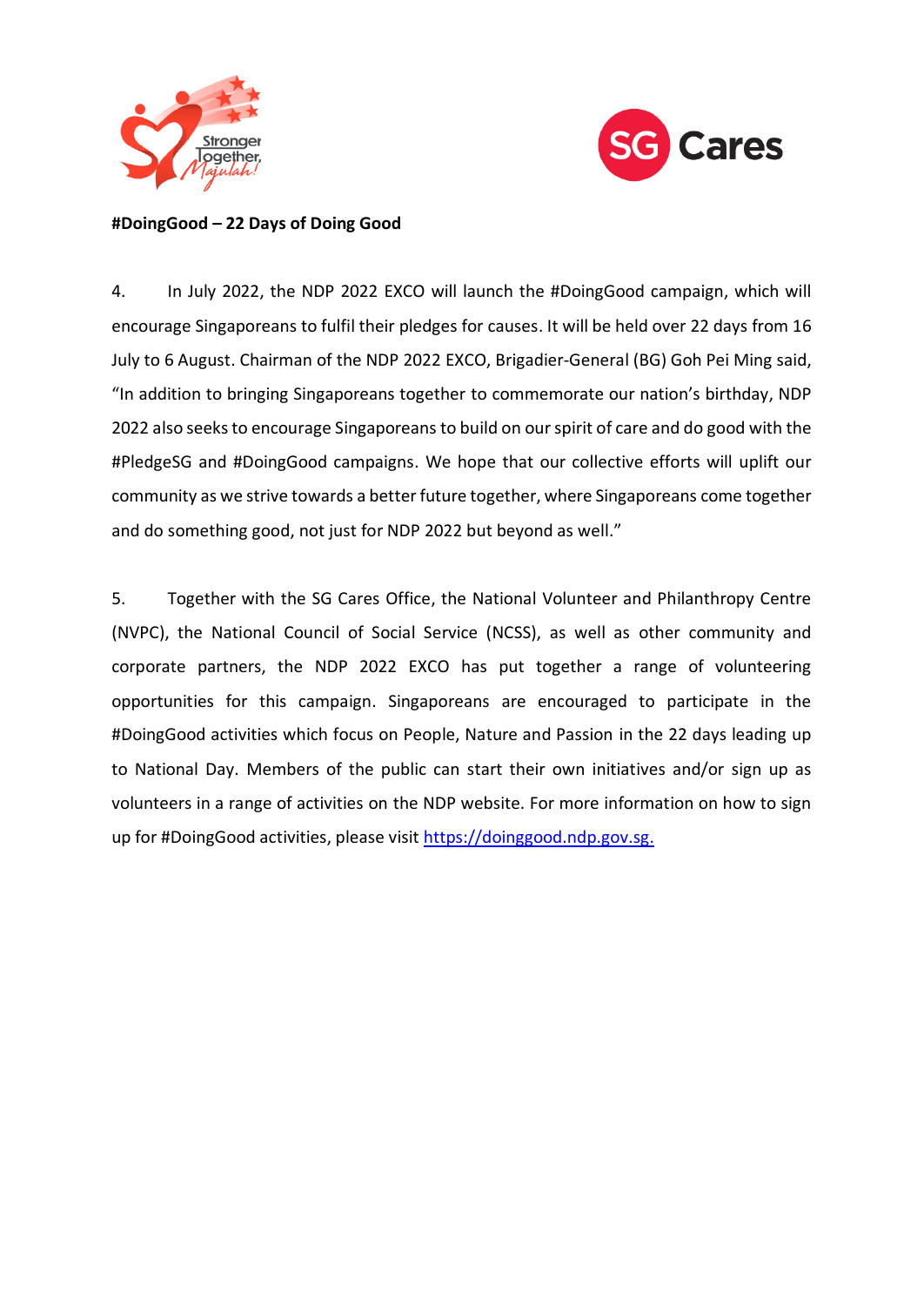**#DoingGood – 22 Days of Doing Good**

4. In July 2022, the NDP 2022 EXCO will launch the #DoingGood campaign, which will encourage Singaporeans to fulfil their pledges for causes. It will be held over 22 days from 16 July to 6 August. Chairman of the NDP 2022 EXCO, Brigadier-General (BG) Goh Pei Ming said, "In addition to bringing Singaporeans together to commemorate our nation's birthday, NDP 2022 also seeks to encourage Singaporeans to build on our spirit of care and do good with the #PledgeSG and #DoingGood campaigns. We hope that our collective efforts will uplift our community as we strive towards a better future together, where Singaporeans come together and do something good, not just for NDP 2022 but beyond as well."

5. Together with the SG Cares Office, the National Volunteer and Philanthropy Centre (NVPC), the National Council of Social Service (NCSS), as well as other community and corporate partners, the NDP 2022 EXCO has put together a range of volunteering opportunities for this campaign. Singaporeans are encouraged to participate in the #DoingGood activities which focus on People, Nature and Passion in the 22 days leading up to National Day. Members of the public can start their own initiatives and/or sign up as volunteers in a range of activities on the NDP website. For more information on how to sign up for #DoingGood activities, please visit https://doinggood.ndp.gov.sg.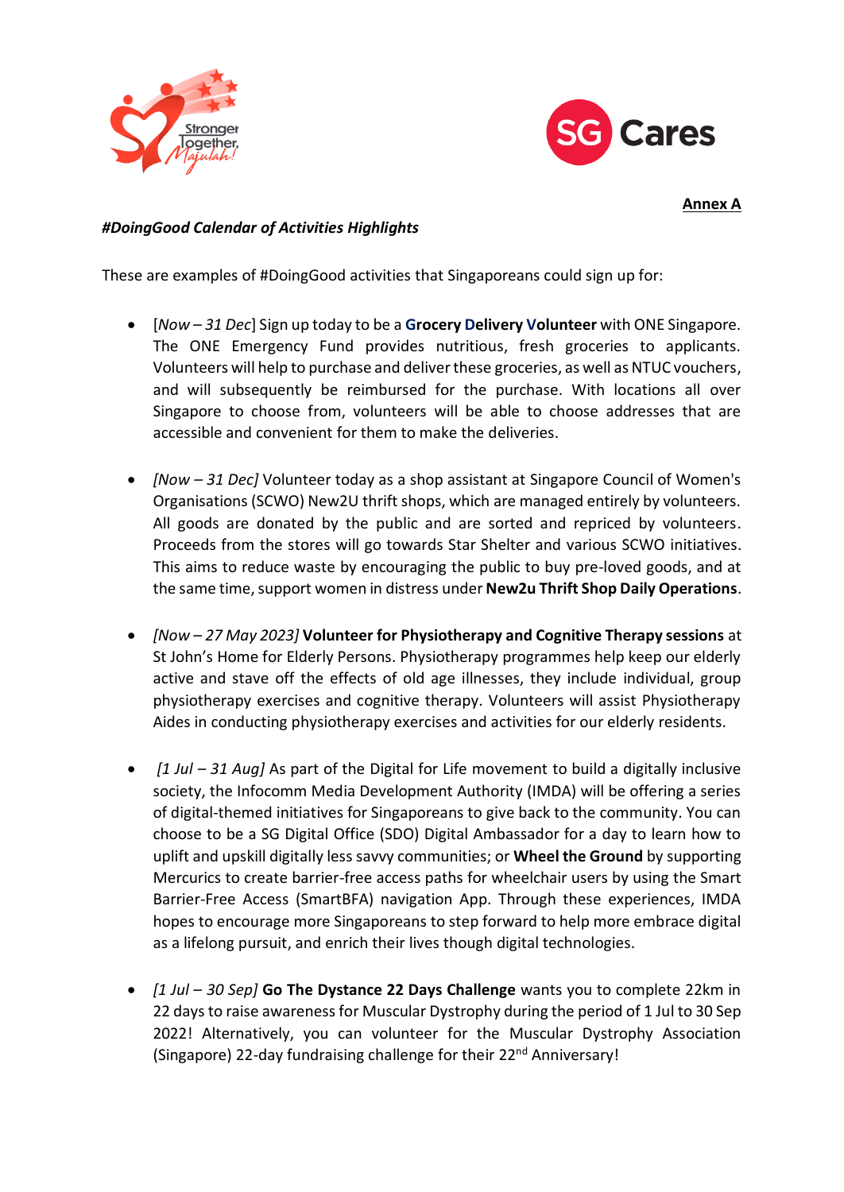**Annex A**

***#DoingGood Calendar of Activities Highlights***

These are examples of #DoingGood activities that Singaporeans could sign up for:

- [*Now – 31 Dec*] Sign up today to be a **Grocery Delivery Volunteer** with ONE Singapore. The ONE Emergency Fund provides nutritious, fresh groceries to applicants. Volunteers will help to purchase and deliver these groceries, as well as NTUC vouchers, and will subsequently be reimbursed for the purchase. With locations all over Singapore to choose from, volunteers will be able to choose addresses that are accessible and convenient for them to make the deliveries.

- *[Now – 31 Dec]* Volunteer today as a shop assistant at Singapore Council of Women's Organisations (SCWO) New2U thrift shops, which are managed entirely by volunteers. All goods are donated by the public and are sorted and repriced by volunteers. Proceeds from the stores will go towards Star Shelter and various SCWO initiatives. This aims to reduce waste by encouraging the public to buy pre-loved goods, and at the same time, support women in distress under **New2u Thrift Shop Daily Operations**.

- *[Now – 27 May 2023]* **Volunteer for Physiotherapy and Cognitive Therapy sessions** at St John's Home for Elderly Persons. Physiotherapy programmes help keep our elderly active and stave off the effects of old age illnesses, they include individual, group physiotherapy exercises and cognitive therapy. Volunteers will assist Physiotherapy Aides in conducting physiotherapy exercises and activities for our elderly residents.

- *[1 Jul – 31 Aug]* As part of the Digital for Life movement to build a digitally inclusive society, the Infocomm Media Development Authority (IMDA) will be offering a series of digital-themed initiatives for Singaporeans to give back to the community. You can choose to be a SG Digital Office (SDO) Digital Ambassador for a day to learn how to uplift and upskill digitally less savvy communities; or **Wheel the Ground** by supporting Mercurics to create barrier-free access paths for wheelchair users by using the Smart Barrier-Free Access (SmartBFA) navigation App. Through these experiences, IMDA hopes to encourage more Singaporeans to step forward to help more embrace digital as a lifelong pursuit, and enrich their lives though digital technologies.

- *[1 Jul – 30 Sep]* **Go The Dystance 22 Days Challenge** wants you to complete 22km in 22 days to raise awareness for Muscular Dystrophy during the period of 1 Jul to 30 Sep 2022! Alternatively, you can volunteer for the Muscular Dystrophy Association (Singapore) 22-day fundraising challenge for their 22nd Anniversary!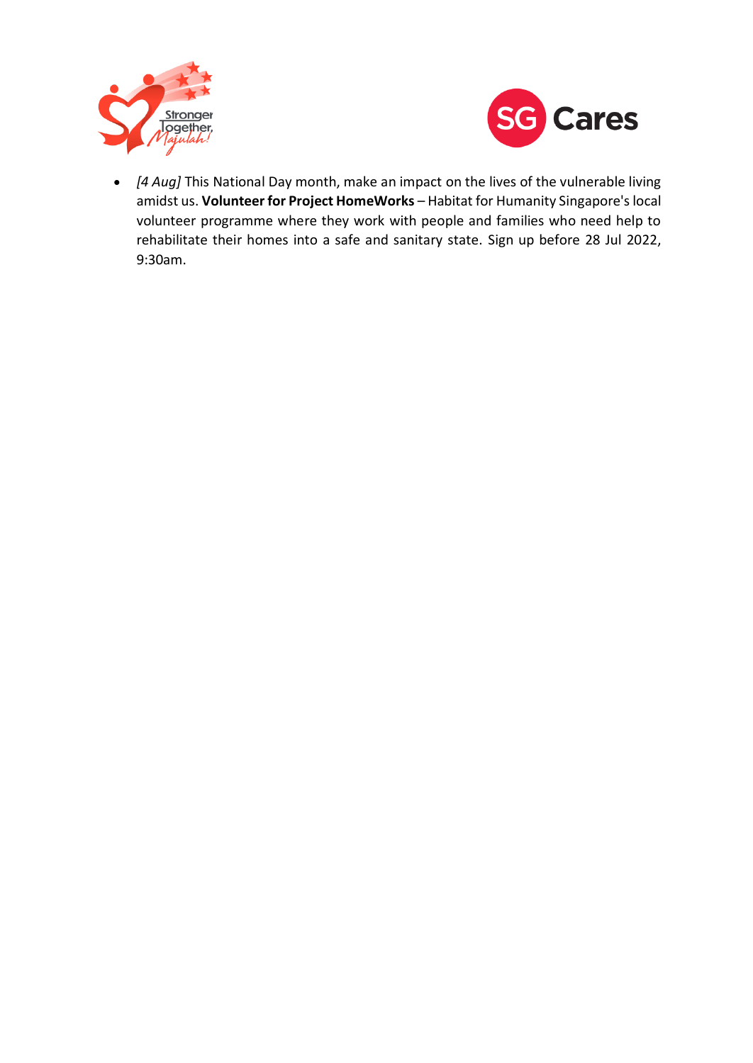- *[4 Aug]* This National Day month, make an impact on the lives of the vulnerable living amidst us. **Volunteer for Project HomeWorks** – Habitat for Humanity Singapore's local volunteer programme where they work with people and families who need help to rehabilitate their homes into a safe and sanitary state. Sign up before 28 Jul 2022, 9:30am.